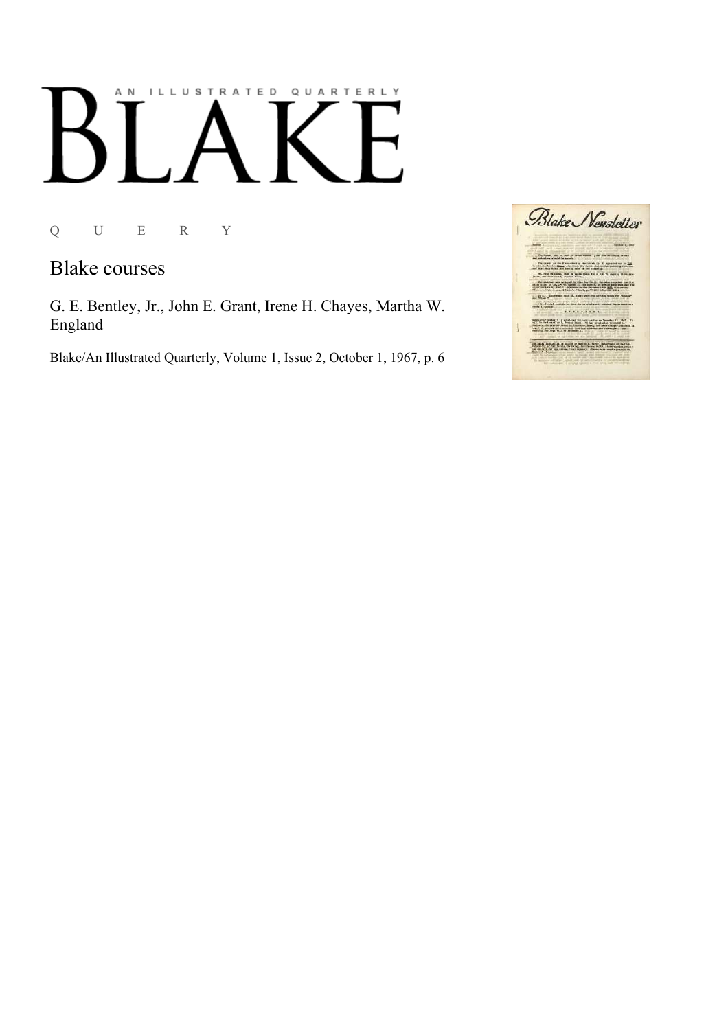AN ILLUSTRATED QUARTERLY

# BLAKE

Q U E R Y

## Blake courses

G. E. Bentley, Jr., John E. Grant, Irene H. Chayes, Martha W. England

Blake/An Illustrated Quarterly, Volume 1, Issue 2, October 1, 1967, p. 6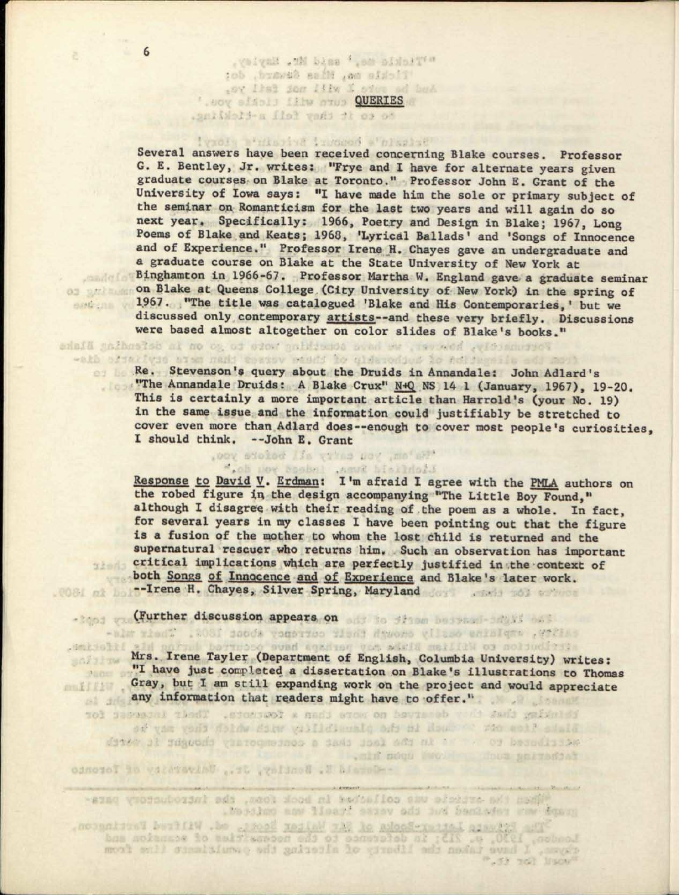## QUERIES

Several answers have been received concerning Blake courses. Professor G. E. Bentley, Jr. writes: "Frye and I have for alternate years given graduate courses on Blake at Toronto." Professor John E. Grant of the University of Iowa says: "I have made him the sole or primary subject of the seminar on Romanticism for the last two years and will again do so next year. Specifically: 1966, Poetry and Design in Blake; 1967, Long Poems of Blake and Keats; 1968, 'Lyrical Ballads' and 'Songs of Innocence and of Experience." Professor Irene H. Chayes gave an undergraduate and a graduate course on Blake at the State University of New York at Binghamton in 1966-67. Professor Martha W. England gave a graduate seminar on Blake at Queens College (City University of New York) in the spring of 1967. "The title was catalogued 'Blake and His Contemporaries,' but we discussed only contemporary artists--and these very briefly. Discussions were based almost altogether on color slides of Blake's books."

Re. Stevenson's query about the Druids in Annandale: John Adlard's "The Annandale Druids: A Blake Crux" N+Q NS 14 1 (January, 1967), 19-20. This is certainly a more important article than Harrold's (your No. 19) in the same issue and the information could justifiably be stretched to cover even more than Adlard does--enough to cover most people's curiosities, I should think. --John E. Grant

Response to David V. Erdman: I'm afraid I agree with the PMLA authors on the robed figure in the design accompanying "The Little Boy Found," although I disagree with their reading of the poem as a whole. In fact, for several years in my classes I have been pointing out that the figure is a fusion of the mother to whom the lost child is returned and the supernatural rescuer who returns him. Such an observation has important critical implications which are perfectly justified in the context of both Songs of Innocence and of Experience and Blake's later work. --Irene H. Chayes, Silver Spring, Maryland

(Further discussion appears on

Mrs. Irene Tayler (Department of English, Columbia University) writes: "I have just completed a dissertation on Blake's illustrations to Thomas Gray, but I am still expanding work on the project and would appreciate any information that readers might have to offer."